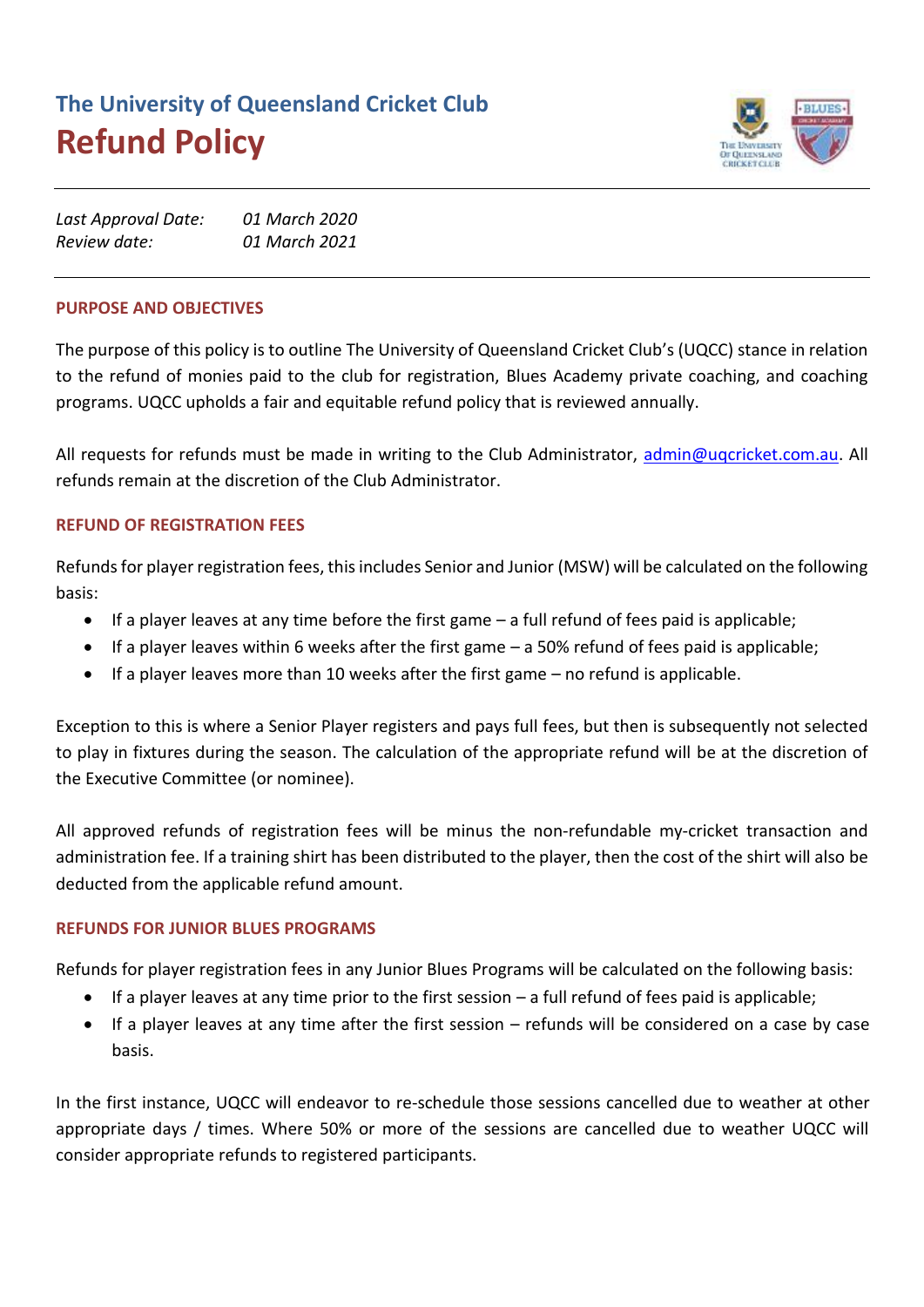# The University of Queensland Cricket Club

# Refund Policy

*Last Approval Date:* *01 March 2020*
*Review date:* *01 March 2021*

---

## PURPOSE AND OBJECTIVES

The purpose of this policy is to outline The University of Queensland Cricket Club's (UQCC) stance in relation to the refund of monies paid to the club for registration, Blues Academy private coaching, and coaching programs. UQCC upholds a fair and equitable refund policy that is reviewed annually.

All requests for refunds must be made in writing to the Club Administrator, admin@uqcricket.com.au. All refunds remain at the discretion of the Club Administrator.

## REFUND OF REGISTRATION FEES

Refunds for player registration fees, this includes Senior and Junior (MSW) will be calculated on the following basis:

- If a player leaves at any time before the first game – a full refund of fees paid is applicable;
- If a player leaves within 6 weeks after the first game – a 50% refund of fees paid is applicable;
- If a player leaves more than 10 weeks after the first game – no refund is applicable.

Exception to this is where a Senior Player registers and pays full fees, but then is subsequently not selected to play in fixtures during the season. The calculation of the appropriate refund will be at the discretion of the Executive Committee (or nominee).

All approved refunds of registration fees will be minus the non-refundable my-cricket transaction and administration fee. If a training shirt has been distributed to the player, then the cost of the shirt will also be deducted from the applicable refund amount.

## REFUNDS FOR JUNIOR BLUES PROGRAMS

Refunds for player registration fees in any Junior Blues Programs will be calculated on the following basis:

- If a player leaves at any time prior to the first session – a full refund of fees paid is applicable;
- If a player leaves at any time after the first session – refunds will be considered on a case by case basis.

In the first instance, UQCC will endeavor to re-schedule those sessions cancelled due to weather at other appropriate days / times. Where 50% or more of the sessions are cancelled due to weather UQCC will consider appropriate refunds to registered participants.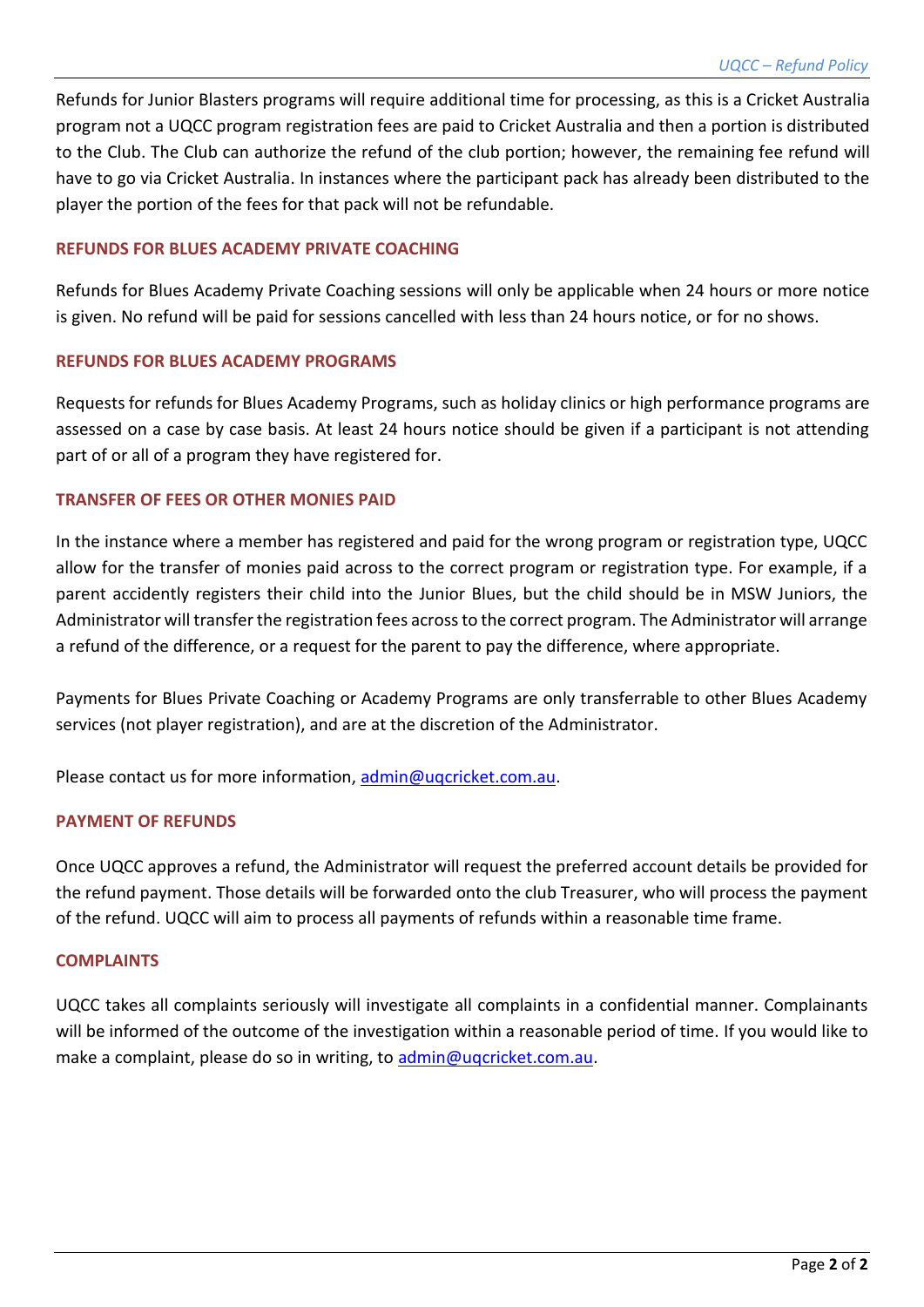Refunds for Junior Blasters programs will require additional time for processing, as this is a Cricket Australia program not a UQCC program registration fees are paid to Cricket Australia and then a portion is distributed to the Club. The Club can authorize the refund of the club portion; however, the remaining fee refund will have to go via Cricket Australia. In instances where the participant pack has already been distributed to the player the portion of the fees for that pack will not be refundable.

## REFUNDS FOR BLUES ACADEMY PRIVATE COACHING

Refunds for Blues Academy Private Coaching sessions will only be applicable when 24 hours or more notice is given. No refund will be paid for sessions cancelled with less than 24 hours notice, or for no shows.

## REFUNDS FOR BLUES ACADEMY PROGRAMS

Requests for refunds for Blues Academy Programs, such as holiday clinics or high performance programs are assessed on a case by case basis. At least 24 hours notice should be given if a participant is not attending part of or all of a program they have registered for.

## TRANSFER OF FEES OR OTHER MONIES PAID

In the instance where a member has registered and paid for the wrong program or registration type, UQCC allow for the transfer of monies paid across to the correct program or registration type. For example, if a parent accidently registers their child into the Junior Blues, but the child should be in MSW Juniors, the Administrator will transfer the registration fees across to the correct program. The Administrator will arrange a refund of the difference, or a request for the parent to pay the difference, where appropriate.

Payments for Blues Private Coaching or Academy Programs are only transferrable to other Blues Academy services (not player registration), and are at the discretion of the Administrator.

Please contact us for more information, admin@uqcricket.com.au.

## PAYMENT OF REFUNDS

Once UQCC approves a refund, the Administrator will request the preferred account details be provided for the refund payment. Those details will be forwarded onto the club Treasurer, who will process the payment of the refund. UQCC will aim to process all payments of refunds within a reasonable time frame.

## COMPLAINTS

UQCC takes all complaints seriously will investigate all complaints in a confidential manner. Complainants will be informed of the outcome of the investigation within a reasonable period of time. If you would like to make a complaint, please do so in writing, to admin@uqcricket.com.au.